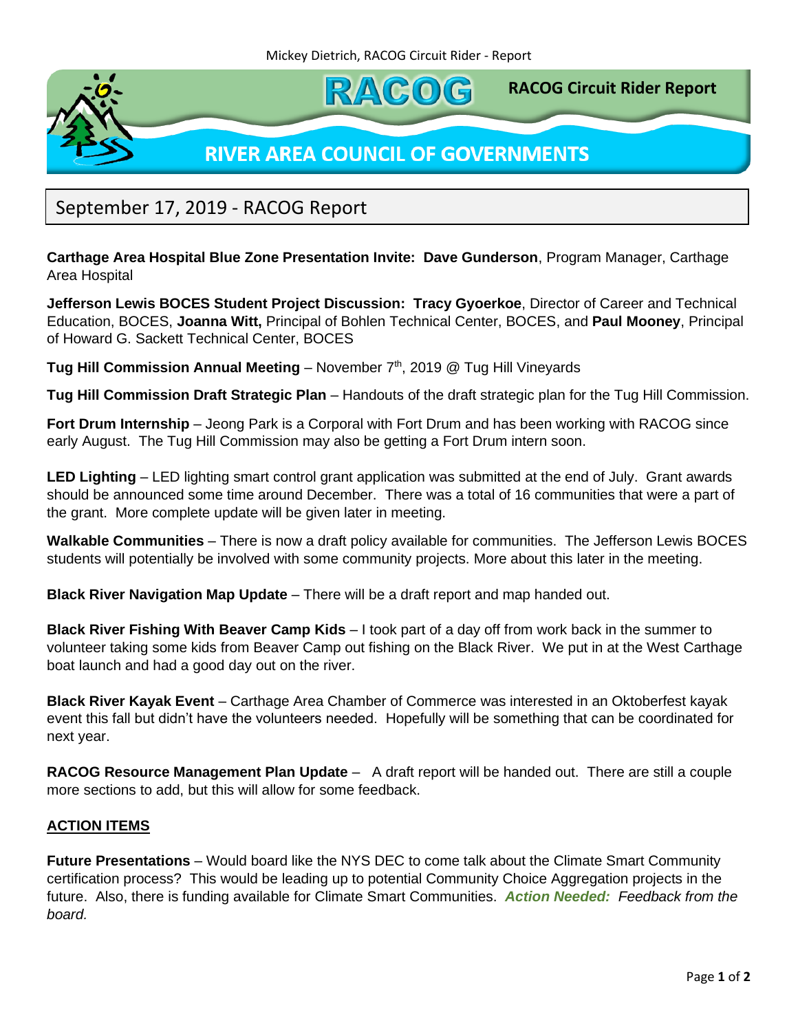RACOG

**RACOG Circuit Rider Report**

**RIVER AREA COUNCIL OF GOVERNMENTS**

# September 17, 2019 - RACOG Report

**Carthage Area Hospital Blue Zone Presentation Invite: Dave Gunderson**, Program Manager, Carthage Area Hospital

**Jefferson Lewis BOCES Student Project Discussion: Tracy Gyoerkoe**, Director of Career and Technical Education, BOCES, **Joanna Witt,** Principal of Bohlen Technical Center, BOCES, and **Paul Mooney**, Principal of Howard G. Sackett Technical Center, BOCES

**Tug Hill Commission Annual Meeting** – November 7th, 2019 @ Tug Hill Vineyards

**Tug Hill Commission Draft Strategic Plan** – Handouts of the draft strategic plan for the Tug Hill Commission.

**Fort Drum Internship** – Jeong Park is a Corporal with Fort Drum and has been working with RACOG since early August. The Tug Hill Commission may also be getting a Fort Drum intern soon.

**LED Lighting** – LED lighting smart control grant application was submitted at the end of July. Grant awards should be announced some time around December. There was a total of 16 communities that were a part of the grant. More complete update will be given later in meeting.

**Walkable Communities** – There is now a draft policy available for communities. The Jefferson Lewis BOCES students will potentially be involved with some community projects. More about this later in the meeting.

**Black River Navigation Map Update** – There will be a draft report and map handed out.

**Black River Fishing With Beaver Camp Kids** – I took part of a day off from work back in the summer to volunteer taking some kids from Beaver Camp out fishing on the Black River. We put in at the West Carthage boat launch and had a good day out on the river.

**Black River Kayak Event** – Carthage Area Chamber of Commerce was interested in an Oktoberfest kayak event this fall but didn't have the volunteers needed. Hopefully will be something that can be coordinated for next year.

**RACOG Resource Management Plan Update** – A draft report will be handed out. There are still a couple more sections to add, but this will allow for some feedback.

## ACTION ITEMS

**Future Presentations** – Would board like the NYS DEC to come talk about the Climate Smart Community certification process? This would be leading up to potential Community Choice Aggregation projects in the future. Also, there is funding available for Climate Smart Communities. ***Action Needed:*** *Feedback from the board.*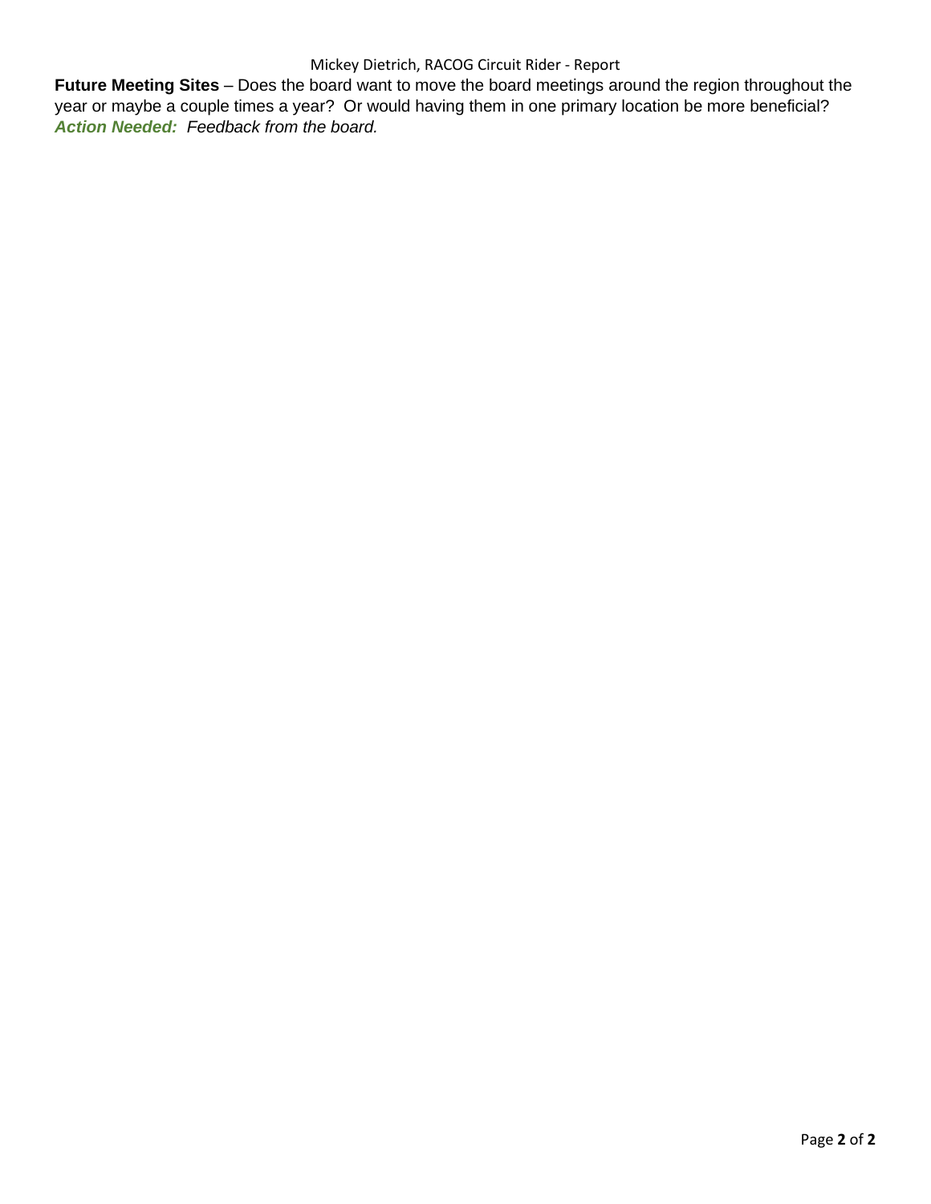**Future Meeting Sites** – Does the board want to move the board meetings around the region throughout the year or maybe a couple times a year? Or would having them in one primary location be more beneficial?
***Action Needed:*** *Feedback from the board.*